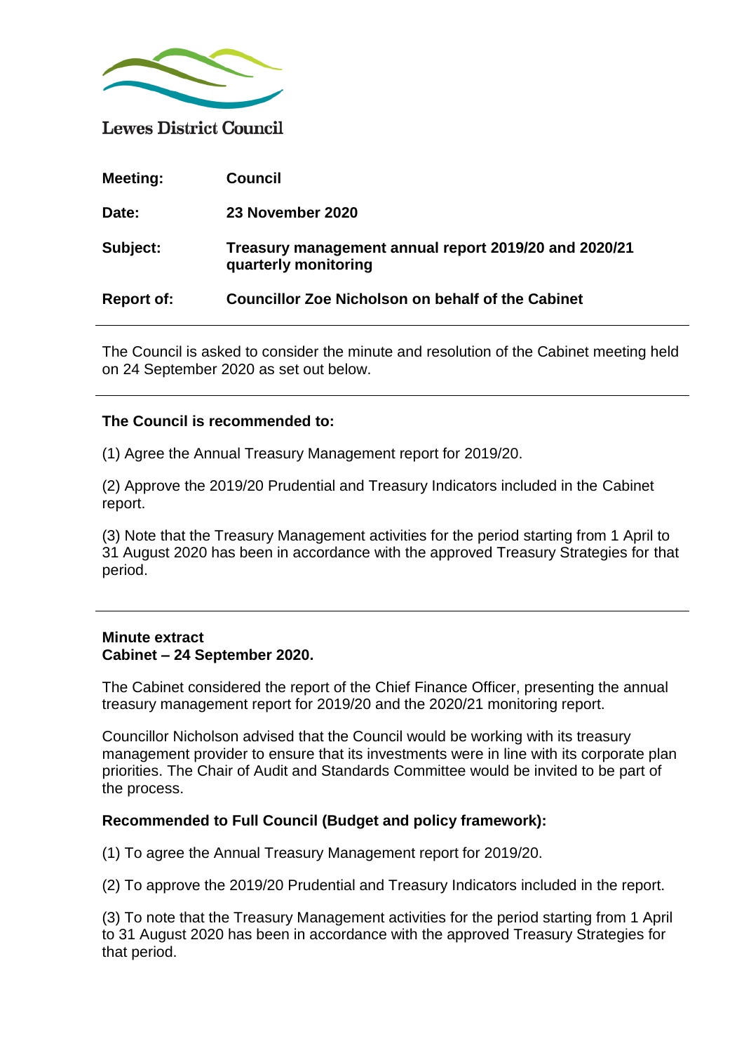Lewes District Council

| | |
|---|---|
| **Meeting:** | **Council** |
| **Date:** | **23 November 2020** |
| **Subject:** | **Treasury management annual report 2019/20 and 2020/21 quarterly monitoring** |
| **Report of:** | **Councillor Zoe Nicholson on behalf of the Cabinet** |

---

The Council is asked to consider the minute and resolution of the Cabinet meeting held on 24 September 2020 as set out below.

---

**The Council is recommended to:**

(1) Agree the Annual Treasury Management report for 2019/20.

(2) Approve the 2019/20 Prudential and Treasury Indicators included in the Cabinet report.

(3) Note that the Treasury Management activities for the period starting from 1 April to 31 August 2020 has been in accordance with the approved Treasury Strategies for that period.

---

**Minute extract**
**Cabinet – 24 September 2020.**

The Cabinet considered the report of the Chief Finance Officer, presenting the annual treasury management report for 2019/20 and the 2020/21 monitoring report.

Councillor Nicholson advised that the Council would be working with its treasury management provider to ensure that its investments were in line with its corporate plan priorities. The Chair of Audit and Standards Committee would be invited to be part of the process.

**Recommended to Full Council (Budget and policy framework):**

(1) To agree the Annual Treasury Management report for 2019/20.

(2) To approve the 2019/20 Prudential and Treasury Indicators included in the report.

(3) To note that the Treasury Management activities for the period starting from 1 April to 31 August 2020 has been in accordance with the approved Treasury Strategies for that period.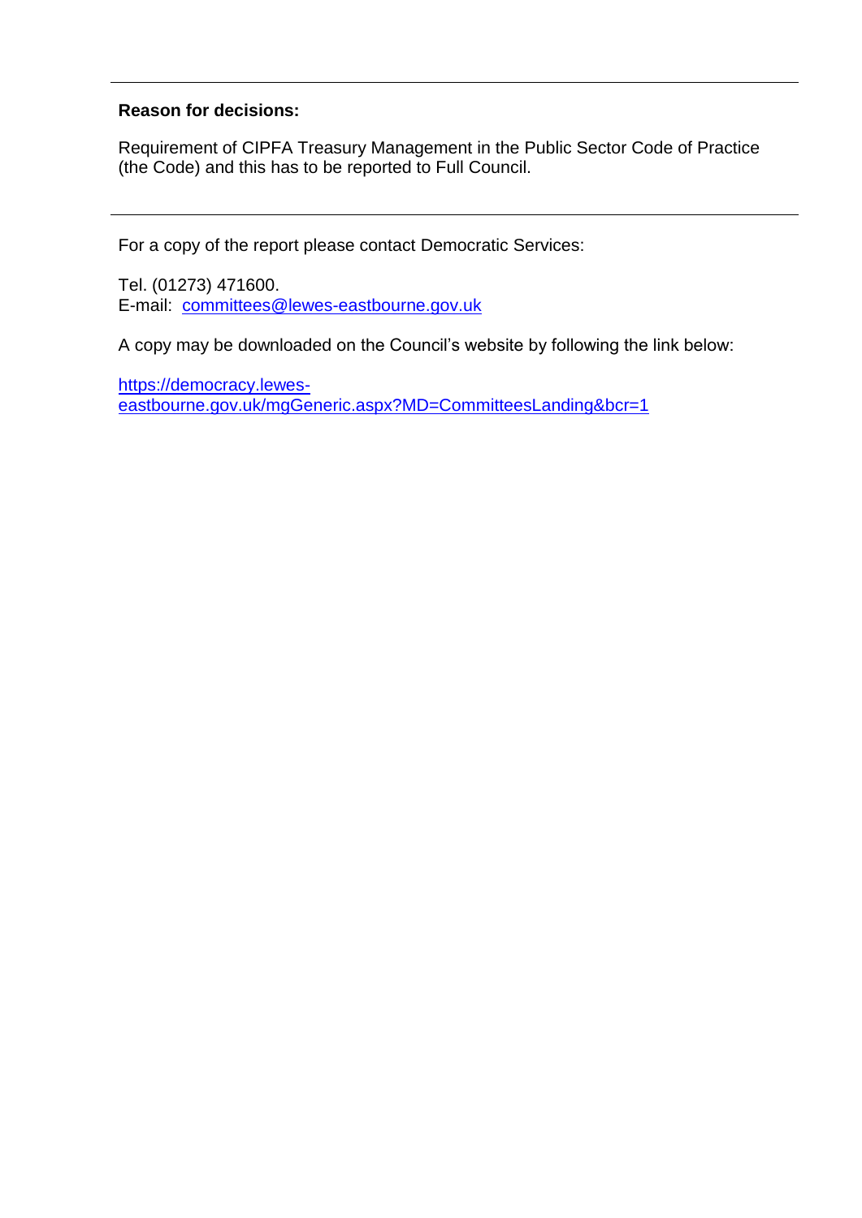---

**Reason for decisions:**

Requirement of CIPFA Treasury Management in the Public Sector Code of Practice (the Code) and this has to be reported to Full Council.

---

For a copy of the report please contact Democratic Services:

Tel. (01273) 471600.
E-mail: [committees@lewes-eastbourne.gov.uk](mailto:committees@lewes-eastbourne.gov.uk)

A copy may be downloaded on the Council's website by following the link below:

[https://democracy.lewes-eastbourne.gov.uk/mgGeneric.aspx?MD=CommitteesLanding&bcr=1](https://democracy.lewes-eastbourne.gov.uk/mgGeneric.aspx?MD=CommitteesLanding&bcr=1)